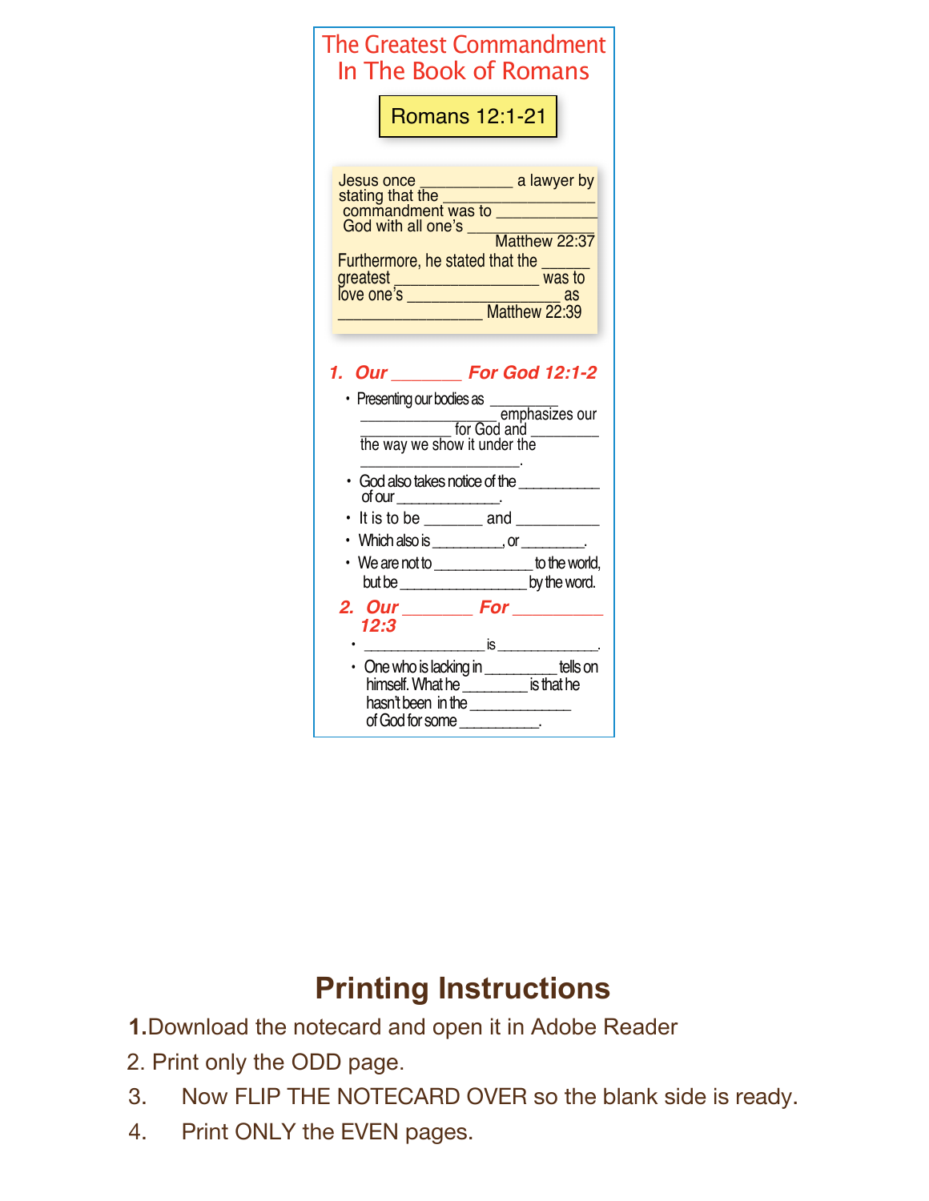# The Greatest Commandment In The Book of Romans

**Romans 12:1-21**

Jesus once __________ a lawyer by stating that the __________________ commandment was to ___________ God with all one's _______________ Matthew 22:37

Furthermore, he stated that the ______ greatest ________________ was to love one's _________________ as ________________ Matthew 22:39

## 1. Our _______ For God 12:1-2

- Presenting our bodies as _________ _______________ emphasizes our __________ for God and ________ the way we show it under the __________________.
- God also takes notice of the __________ of our ____________.
- It is to be _______ and __________
- Which also is _________, or ________.
- We are not to ____________ to the world, but be ________________ by the word.

## 2. Our _______ For _________ 12:3

- ______________ is ____________.
- One who is lacking in _________ tells on himself. What he ________ is that he hasn't been in the _____________ of God for some __________.

## Printing Instructions

1. Download the notecard and open it in Adobe Reader
2. Print only the ODD page.
3. Now FLIP THE NOTECARD OVER so the blank side is ready.
4. Print ONLY the EVEN pages.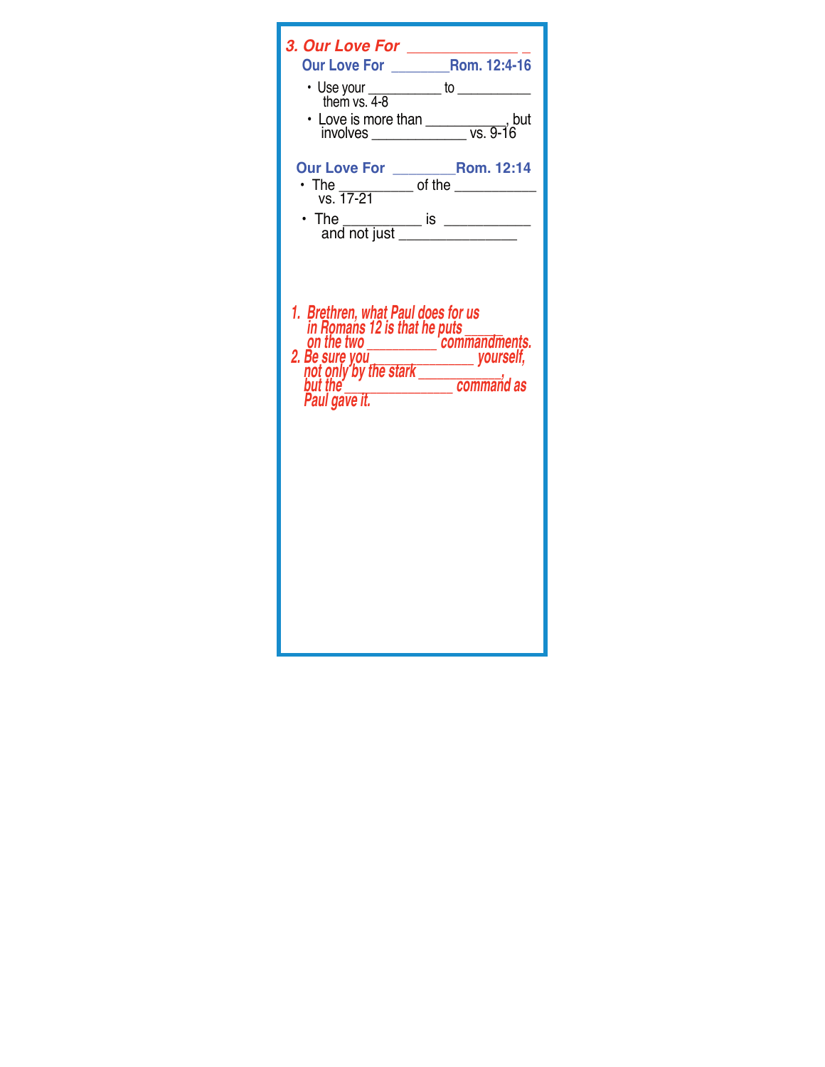### *3. Our Love For ______________ _*

**Our Love For _______Rom. 12:4-16**

- Use your __________ to __________ them vs. 4-8
- Love is more than ___________, but involves _____________ vs. 9-16

**Our Love For ________Rom. 12:14**

- The __________ of the ___________ vs. 17-21
- The __________ is ___________ and not just _______________

*1. Brethren, what Paul does for us in Romans 12 is that he puts _____ on the two _________ commandments.*
*2. Be sure you ______________ yourself, not only by the stark __________, but the ______________ command as Paul gave it.*